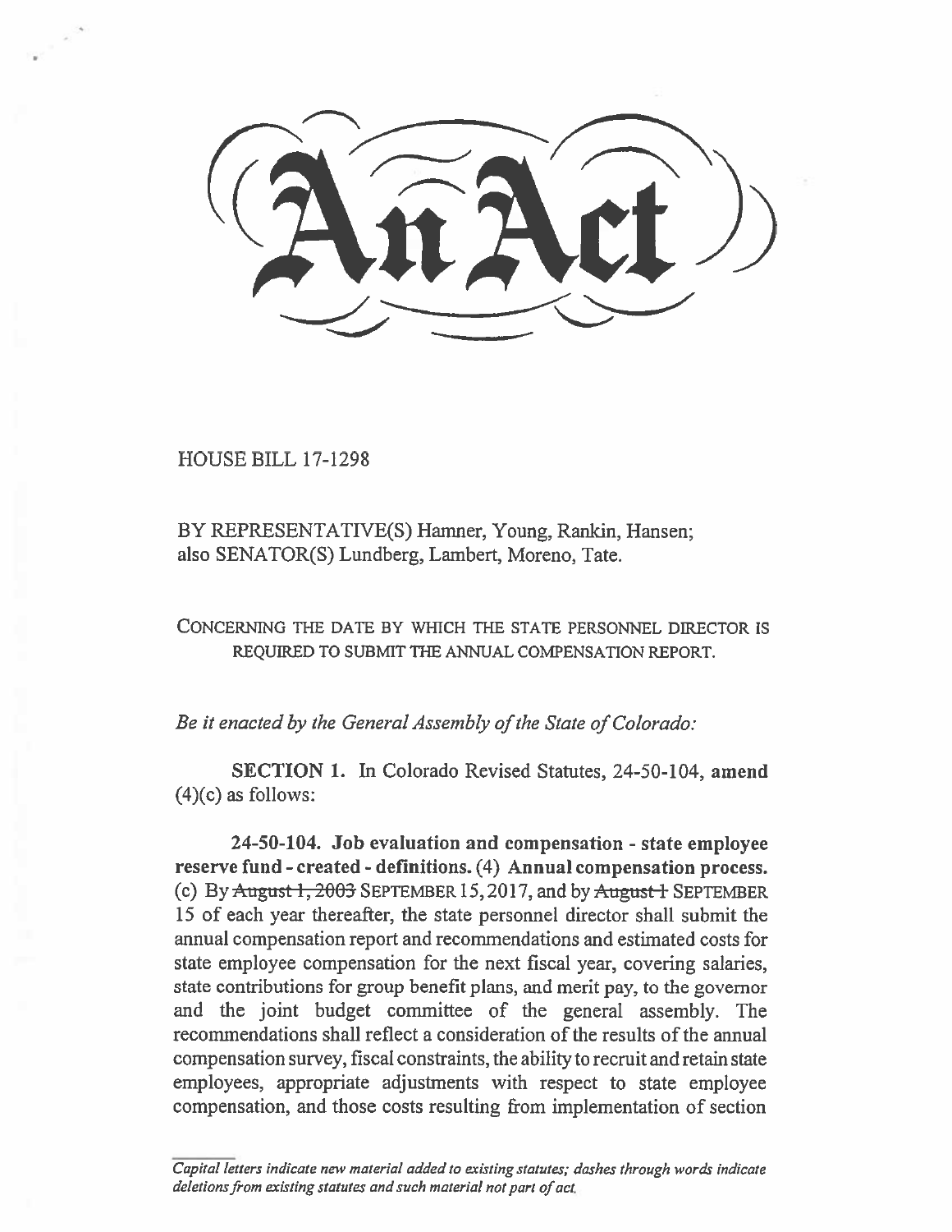# An Act

HOUSE BILL 17-1298

BY REPRESENTATIVE(S) Hamner, Young, Rankin, Hansen; also SENATOR(S) Lundberg, Lambert, Moreno, Tate.

CONCERNING THE DATE BY WHICH THE STATE PERSONNEL DIRECTOR IS REQUIRED TO SUBMIT THE ANNUAL COMPENSATION REPORT.

*Be it enacted by the General Assembly of the State of Colorado:*

**SECTION 1.** In Colorado Revised Statutes, 24-50-104, **amend** (4)(c) as follows:

**24-50-104. Job evaluation and compensation - state employee reserve fund - created - definitions.** (4) **Annual compensation process.** (c) By ~~August 1, 2003~~ SEPTEMBER 15, 2017, and by ~~August 1~~ SEPTEMBER 15 of each year thereafter, the state personnel director shall submit the annual compensation report and recommendations and estimated costs for state employee compensation for the next fiscal year, covering salaries, state contributions for group benefit plans, and merit pay, to the governor and the joint budget committee of the general assembly. The recommendations shall reflect a consideration of the results of the annual compensation survey, fiscal constraints, the ability to recruit and retain state employees, appropriate adjustments with respect to state employee compensation, and those costs resulting from implementation of section

*Capital letters indicate new material added to existing statutes; dashes through words indicate deletions from existing statutes and such material not part of act.*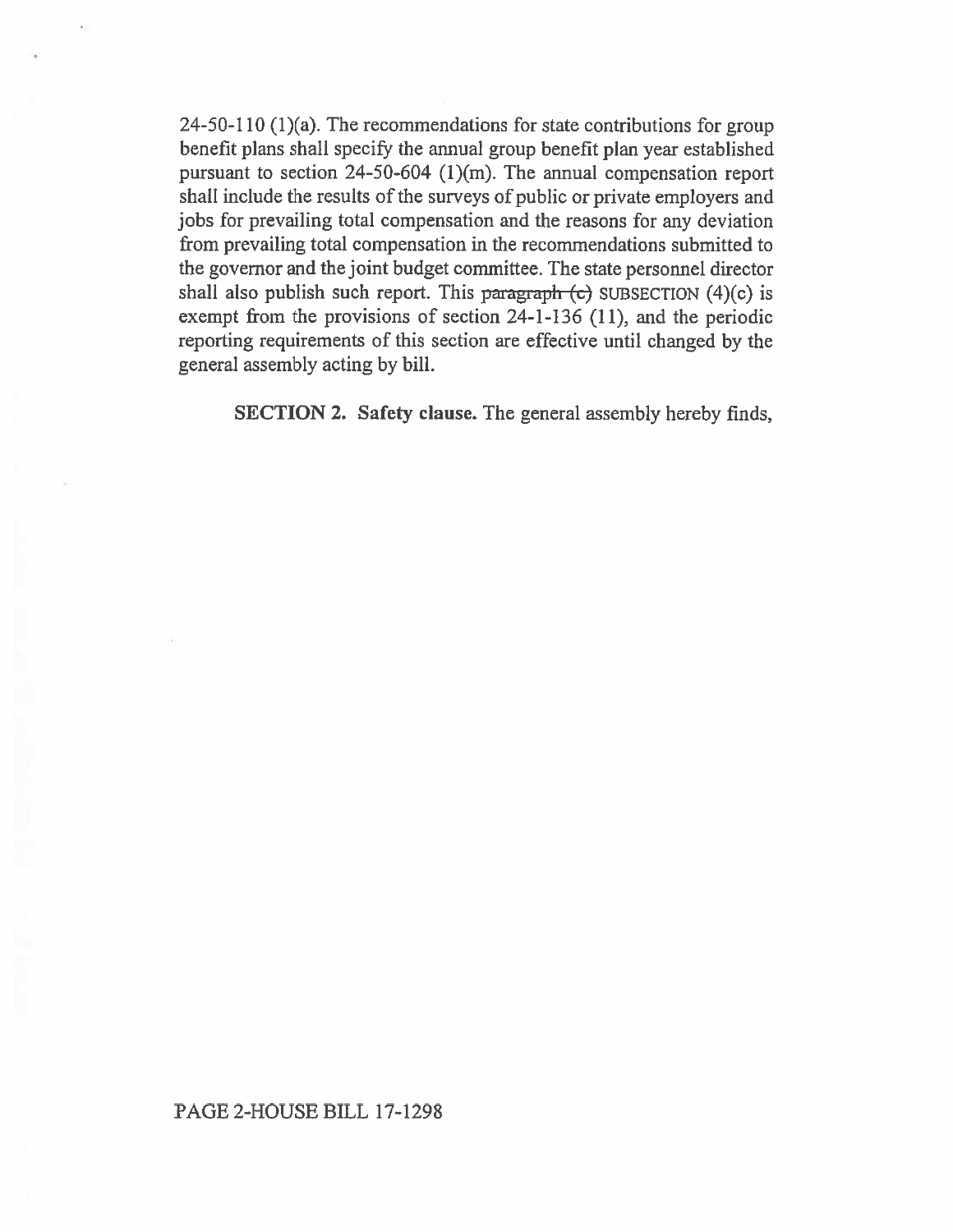24-50-110 (1)(a). The recommendations for state contributions for group benefit plans shall specify the annual group benefit plan year established pursuant to section 24-50-604 (1)(m). The annual compensation report shall include the results of the surveys of public or private employers and jobs for prevailing total compensation and the reasons for any deviation from prevailing total compensation in the recommendations submitted to the governor and the joint budget committee. The state personnel director shall also publish such report. This ~~paragraph (c)~~ SUBSECTION (4)(c) is exempt from the provisions of section 24-1-136 (11), and the periodic reporting requirements of this section are effective until changed by the general assembly acting by bill.

**SECTION 2. Safety clause.** The general assembly hereby finds,

PAGE 2-HOUSE BILL 17-1298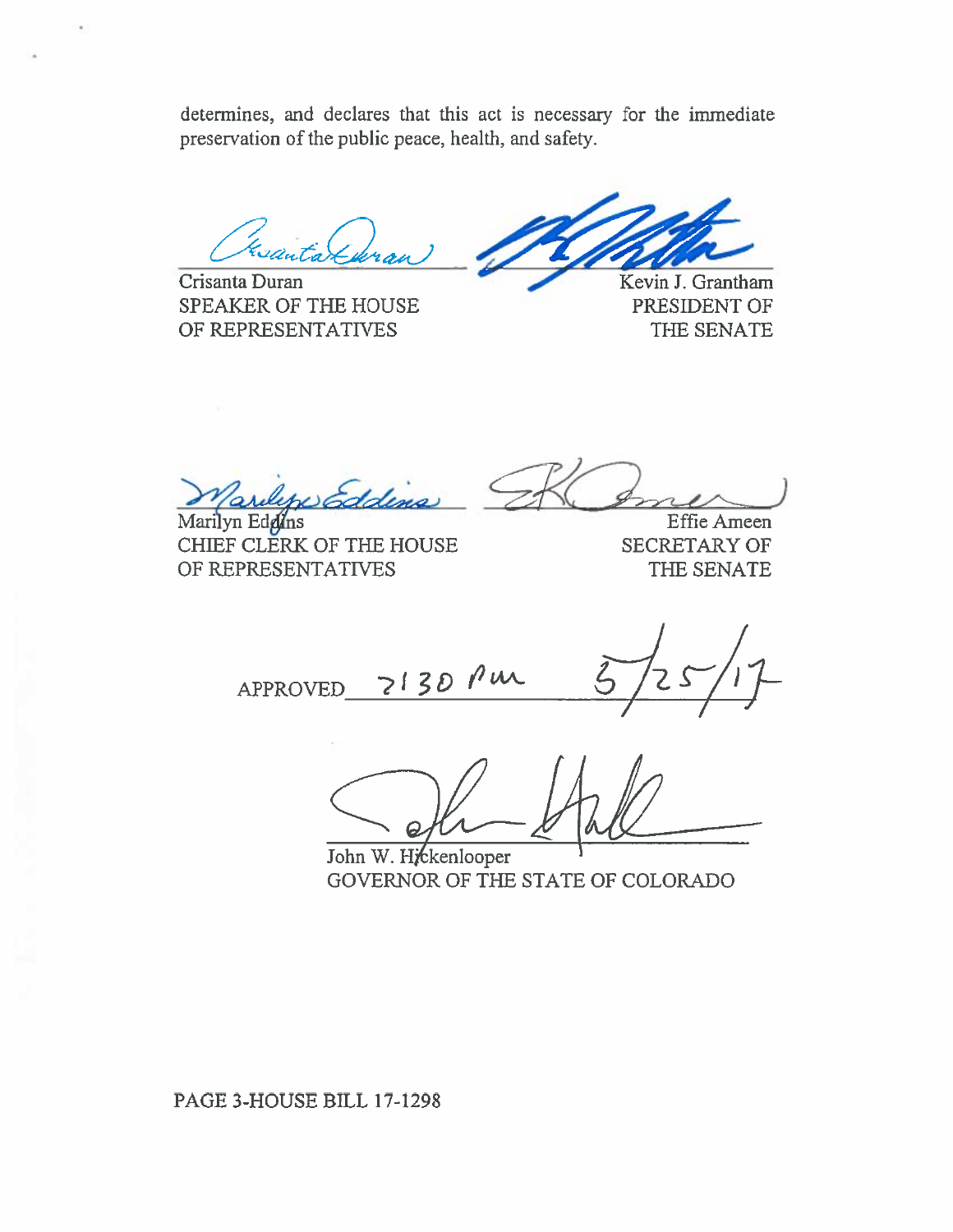determines, and declares that this act is necessary for the immediate preservation of the public peace, health, and safety.

Crisanta Duran
SPEAKER OF THE HOUSE
OF REPRESENTATIVES

Kevin J. Grantham
PRESIDENT OF
THE SENATE

Marilyn Eddins
CHIEF CLERK OF THE HOUSE
OF REPRESENTATIVES

Effie Ameen
SECRETARY OF
THE SENATE

APPROVED 2130 PM 5/25/17

John W. Hickenlooper
GOVERNOR OF THE STATE OF COLORADO

PAGE 3-HOUSE BILL 17-1298